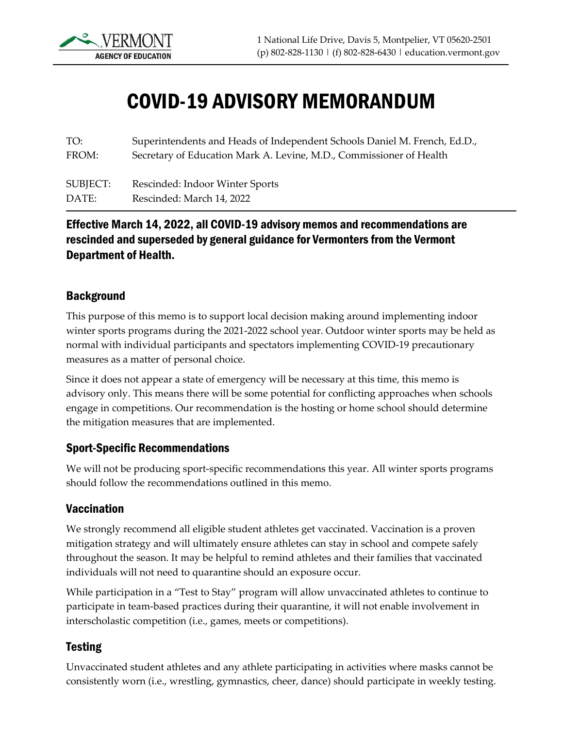Vermont Agency of Education

1 National Life Drive, Davis 5, Montpelier, VT 05620-2501
(p) 802-828-1130 | (f) 802-828-6430 | education.vermont.gov

# COVID-19 ADVISORY MEMORANDUM

TO: Superintendents and Heads of Independent Schools Daniel M. French, Ed.D.,
FROM: Secretary of Education Mark A. Levine, M.D., Commissioner of Health

SUBJECT: Rescinded: Indoor Winter Sports
DATE: Rescinded: March 14, 2022

### Effective March 14, 2022, all COVID-19 advisory memos and recommendations are rescinded and superseded by general guidance for Vermonters from the Vermont Department of Health.

## Background

This purpose of this memo is to support local decision making around implementing indoor winter sports programs during the 2021-2022 school year. Outdoor winter sports may be held as normal with individual participants and spectators implementing COVID-19 precautionary measures as a matter of personal choice.

Since it does not appear a state of emergency will be necessary at this time, this memo is advisory only. This means there will be some potential for conflicting approaches when schools engage in competitions. Our recommendation is the hosting or home school should determine the mitigation measures that are implemented.

## Sport-Specific Recommendations

We will not be producing sport-specific recommendations this year. All winter sports programs should follow the recommendations outlined in this memo.

## Vaccination

We strongly recommend all eligible student athletes get vaccinated. Vaccination is a proven mitigation strategy and will ultimately ensure athletes can stay in school and compete safely throughout the season. It may be helpful to remind athletes and their families that vaccinated individuals will not need to quarantine should an exposure occur.

While participation in a "Test to Stay" program will allow unvaccinated athletes to continue to participate in team-based practices during their quarantine, it will not enable involvement in interscholastic competition (i.e., games, meets or competitions).

## Testing

Unvaccinated student athletes and any athlete participating in activities where masks cannot be consistently worn (i.e., wrestling, gymnastics, cheer, dance) should participate in weekly testing.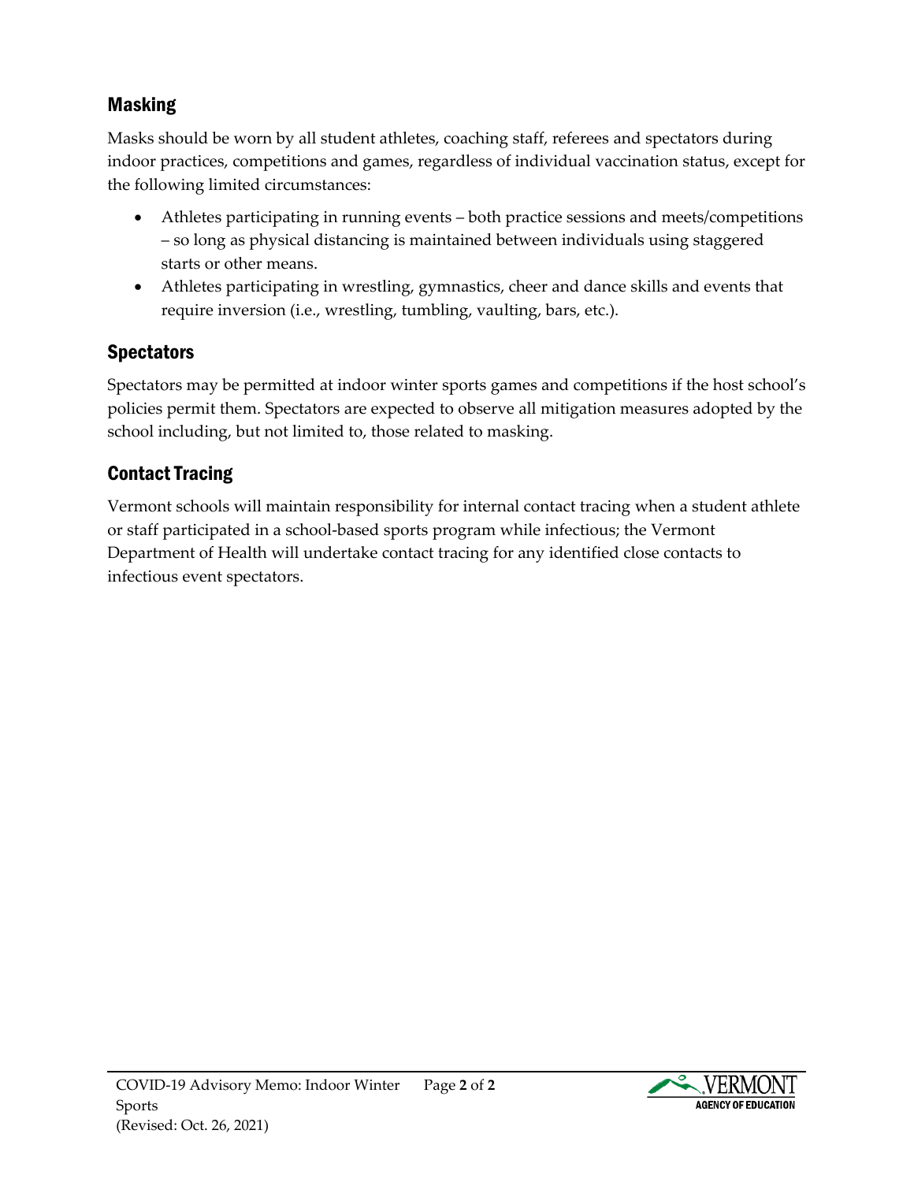## Masking

Masks should be worn by all student athletes, coaching staff, referees and spectators during indoor practices, competitions and games, regardless of individual vaccination status, except for the following limited circumstances:

- Athletes participating in running events – both practice sessions and meets/competitions – so long as physical distancing is maintained between individuals using staggered starts or other means.
- Athletes participating in wrestling, gymnastics, cheer and dance skills and events that require inversion (i.e., wrestling, tumbling, vaulting, bars, etc.).

## Spectators

Spectators may be permitted at indoor winter sports games and competitions if the host school's policies permit them. Spectators are expected to observe all mitigation measures adopted by the school including, but not limited to, those related to masking.

## Contact Tracing

Vermont schools will maintain responsibility for internal contact tracing when a student athlete or staff participated in a school-based sports program while infectious; the Vermont Department of Health will undertake contact tracing for any identified close contacts to infectious event spectators.